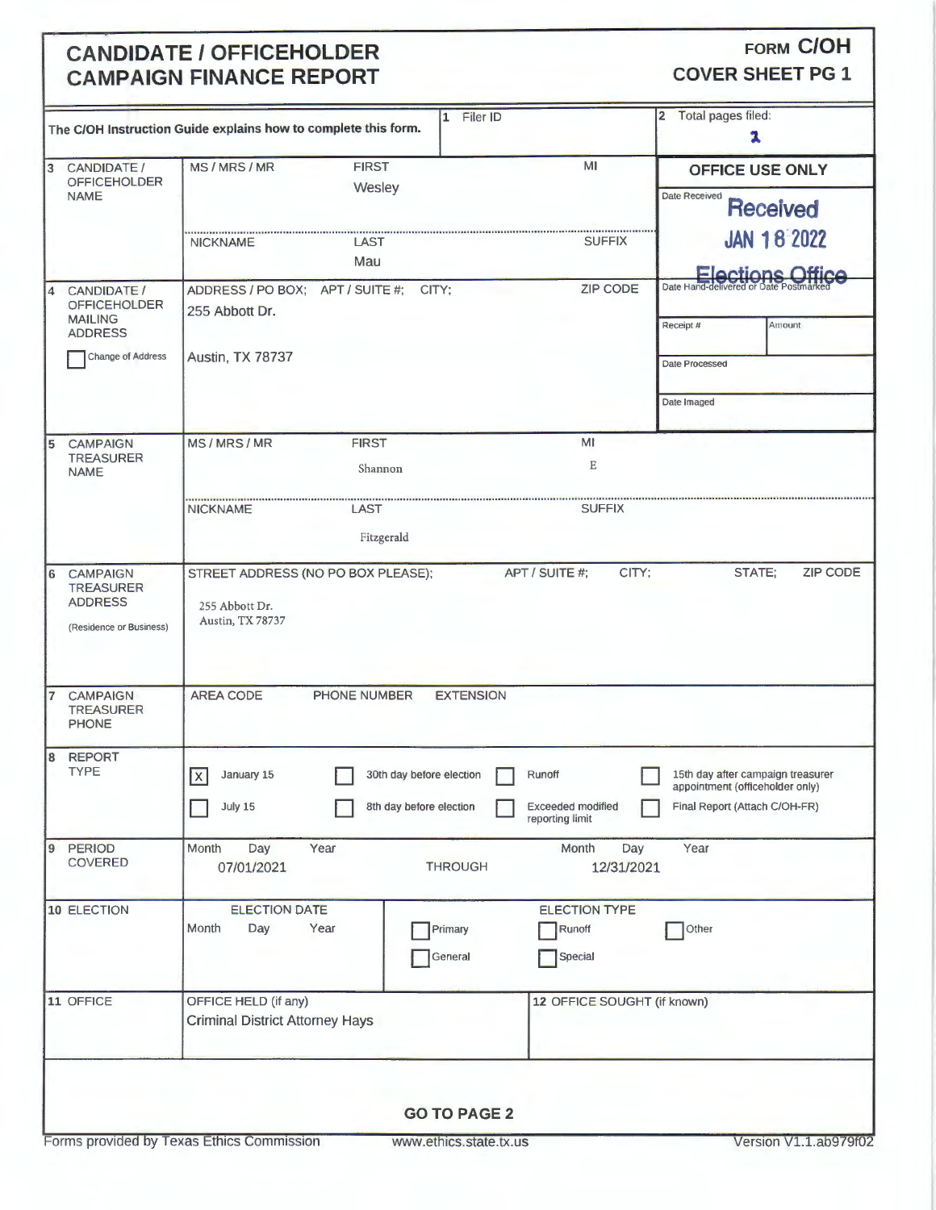# CANDIDATE / OFFICEHOLDER CAMPAIGN FINANCE REPORT

**FORM C/OH**
**COVER SHEET PG 1**

The C/OH Instruction Guide explains how to complete this form.

| | | |
|---|---|---|
| 1 Filer ID | | 2 Total pages filed: 2 |

**3 CANDIDATE / OFFICEHOLDER NAME**

| MS / MRS / MR | FIRST | MI |
|---|---|---|
| | Wesley | |
| **NICKNAME** | **LAST** | **SUFFIX** |
| | Mau | |

**OFFICE USE ONLY**

Date Received: Received JAN 18 2022 Elections Office

Date Hand-delivered or Date Postmarked

Receipt # | Amount

Date Processed

Date Imaged

**4 CANDIDATE / OFFICEHOLDER MAILING ADDRESS**

☐ Change of Address

ADDRESS / PO BOX; APT / SUITE #; CITY; ZIP CODE

255 Abbott Dr.
Austin, TX 78737

**5 CAMPAIGN TREASURER NAME**

| MS / MRS / MR | FIRST | MI |
|---|---|---|
| | Shannon | E |
| **NICKNAME** | **LAST** | **SUFFIX** |
| | Fitzgerald | |

**6 CAMPAIGN TREASURER ADDRESS** (Residence or Business)

STREET ADDRESS (NO PO BOX PLEASE); APT / SUITE #; CITY; STATE; ZIP CODE

255 Abbott Dr.
Austin, TX 78737

**7 CAMPAIGN TREASURER PHONE**

AREA CODE | PHONE NUMBER | EXTENSION

**8 REPORT TYPE**

- ☒ January 15
- ☐ July 15
- ☐ 30th day before election
- ☐ 8th day before election
- ☐ Runoff
- ☐ Exceeded modified reporting limit
- ☐ 15th day after campaign treasurer appointment (officeholder only)
- ☐ Final Report (Attach C/OH-FR)

**9 PERIOD COVERED**

| Month Day Year | | Month Day Year |
|---|---|---|
| 07/01/2021 | THROUGH | 12/31/2021 |

**10 ELECTION**

ELECTION DATE: Month Day Year

ELECTION TYPE:
- ☐ Primary
- ☐ General
- ☐ Runoff
- ☐ Special
- ☐ Other

**11 OFFICE**

OFFICE HELD (if any): Criminal District Attorney Hays

**12 OFFICE SOUGHT (if known)**

**GO TO PAGE 2**

Forms provided by Texas Ethics Commission | www.ethics.state.tx.us | Version V1.1.ab979f02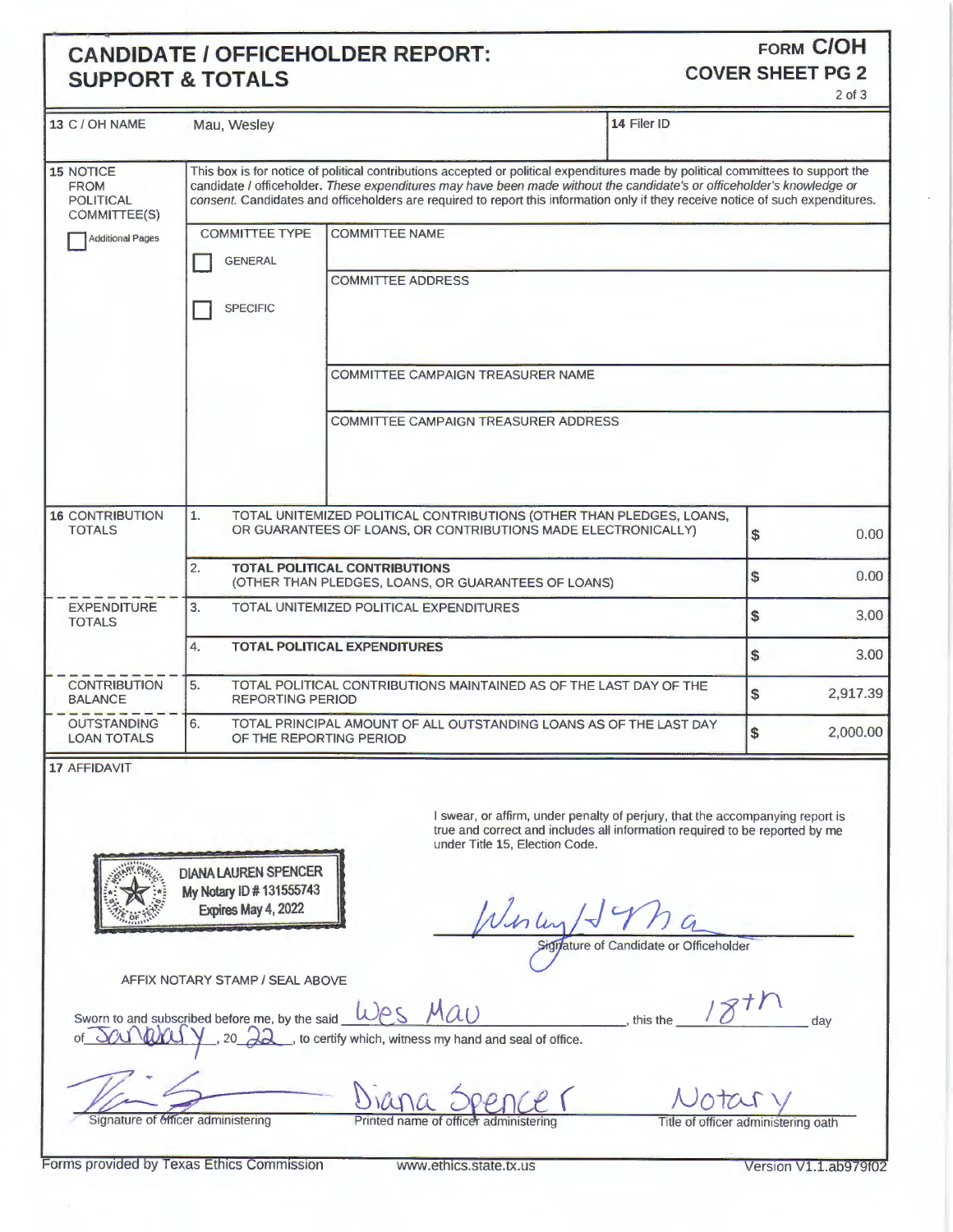# CANDIDATE / OFFICEHOLDER REPORT: SUPPORT & TOTALS

**FORM C/OH**
**COVER SHEET PG 2**

| | | | |
|---|---|---|---|
| 13 C / OH NAME | Mau, Wesley | 14 Filer ID | |

**15 NOTICE FROM POLITICAL COMMITTEE(S)**

☐ Additional Pages

This box is for notice of political contributions accepted or political expenditures made by political committees to support the candidate / officeholder. *These expenditures may have been made without the candidate's or officeholder's knowledge or consent.* Candidates and officeholders are required to report this information only if they receive notice of such expenditures.

| COMMITTEE TYPE | |
|---|---|
| ☐ GENERAL | COMMITTEE NAME |
| ☐ SPECIFIC | COMMITTEE ADDRESS |
| | COMMITTEE CAMPAIGN TREASURER NAME |
| | COMMITTEE CAMPAIGN TREASURER ADDRESS |

| | | | |
|---|---|---|---|
| 16 CONTRIBUTION TOTALS | 1. | TOTAL UNITEMIZED POLITICAL CONTRIBUTIONS (OTHER THAN PLEDGES, LOANS, OR GUARANTEES OF LOANS, OR CONTRIBUTIONS MADE ELECTRONICALLY) | $ 0.00 |
| | 2. | **TOTAL POLITICAL CONTRIBUTIONS** (OTHER THAN PLEDGES, LOANS, OR GUARANTEES OF LOANS) | $ 0.00 |
| EXPENDITURE TOTALS | 3. | TOTAL UNITEMIZED POLITICAL EXPENDITURES | $ 3.00 |
| | 4. | **TOTAL POLITICAL EXPENDITURES** | $ 3.00 |
| CONTRIBUTION BALANCE | 5. | TOTAL POLITICAL CONTRIBUTIONS MAINTAINED AS OF THE LAST DAY OF THE REPORTING PERIOD | $ 2,917.39 |
| OUTSTANDING LOAN TOTALS | 6. | TOTAL PRINCIPAL AMOUNT OF ALL OUTSTANDING LOANS AS OF THE LAST DAY OF THE REPORTING PERIOD | $ 2,000.00 |

**17 AFFIDAVIT**

I swear, or affirm, under penalty of perjury, that the accompanying report is true and correct and includes all information required to be reported by me under Title 15, Election Code.

DIANA LAUREN SPENCER
My Notary ID # 131555743
Expires May 4, 2022

AFFIX NOTARY STAMP / SEAL ABOVE

Wesley H Mau
Signature of Candidate or Officeholder

Sworn to and subscribed before me, by the said Wes Mau, this the 18th day of January, 20 22, to certify which, witness my hand and seal of office.

| | | |
|---|---|---|
| (signature) | Diana Spencer | Notary |
| Signature of officer administering | Printed name of officer administering | Title of officer administering oath |

Forms provided by Texas Ethics Commission www.ethics.state.tx.us Version V1.1.ab979f02